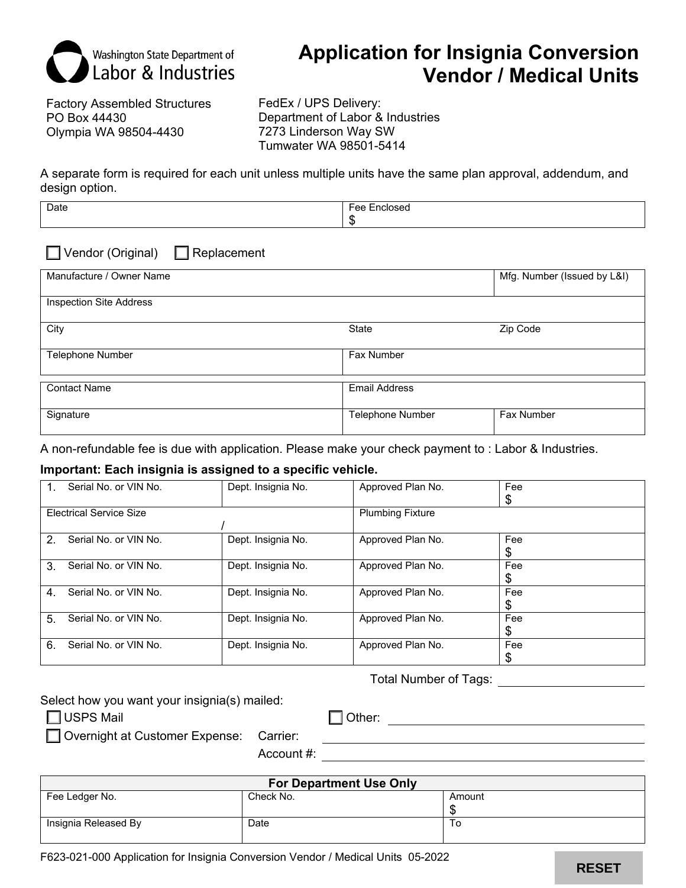Washington State Department of Labor & Industries

# Application for Insignia Conversion Vendor / Medical Units

Factory Assembled Structures
PO Box 44430
Olympia WA 98504-4430

FedEx / UPS Delivery:
Department of Labor & Industries
7273 Linderson Way SW
Tumwater WA 98501-5414

A separate form is required for each unit unless multiple units have the same plan approval, addendum, and design option.

| Date | Fee Enclosed $ |
|---|---|

☐ Vendor (Original) ☐ Replacement

| Manufacture / Owner Name | | Mfg. Number (Issued by L&I) |
|---|---|---|
| Inspection Site Address | | |
| City | State | Zip Code |
| Telephone Number | Fax Number | |

| Contact Name | Email Address | |
|---|---|---|
| Signature | Telephone Number | Fax Number |

A non-refundable fee is due with application. Please make your check payment to : Labor & Industries.

**Important: Each insignia is assigned to a specific vehicle.**

| | Serial No. or VIN No. | Dept. Insignia No. | Approved Plan No. | Fee |
|---|---|---|---|---|
| 1. | | | | $ |
| | Electrical Service Size / | | Plumbing Fixture | |
| 2. | | | | $ |
| 3. | | | | $ |
| 4. | | | | $ |
| 5. | | | | $ |
| 6. | | | | $ |

Total Number of Tags: ____________

Select how you want your insignia(s) mailed:

☐ USPS Mail ☐ Other: ____________

☐ Overnight at Customer Expense: Carrier: ____________

Account #: ____________

| For Department Use Only | | |
|---|---|---|
| Fee Ledger No. | Check No. | Amount $ |
| Insignia Released By | Date | To |

F623-021-000 Application for Insignia Conversion Vendor / Medical Units 05-2022

RESET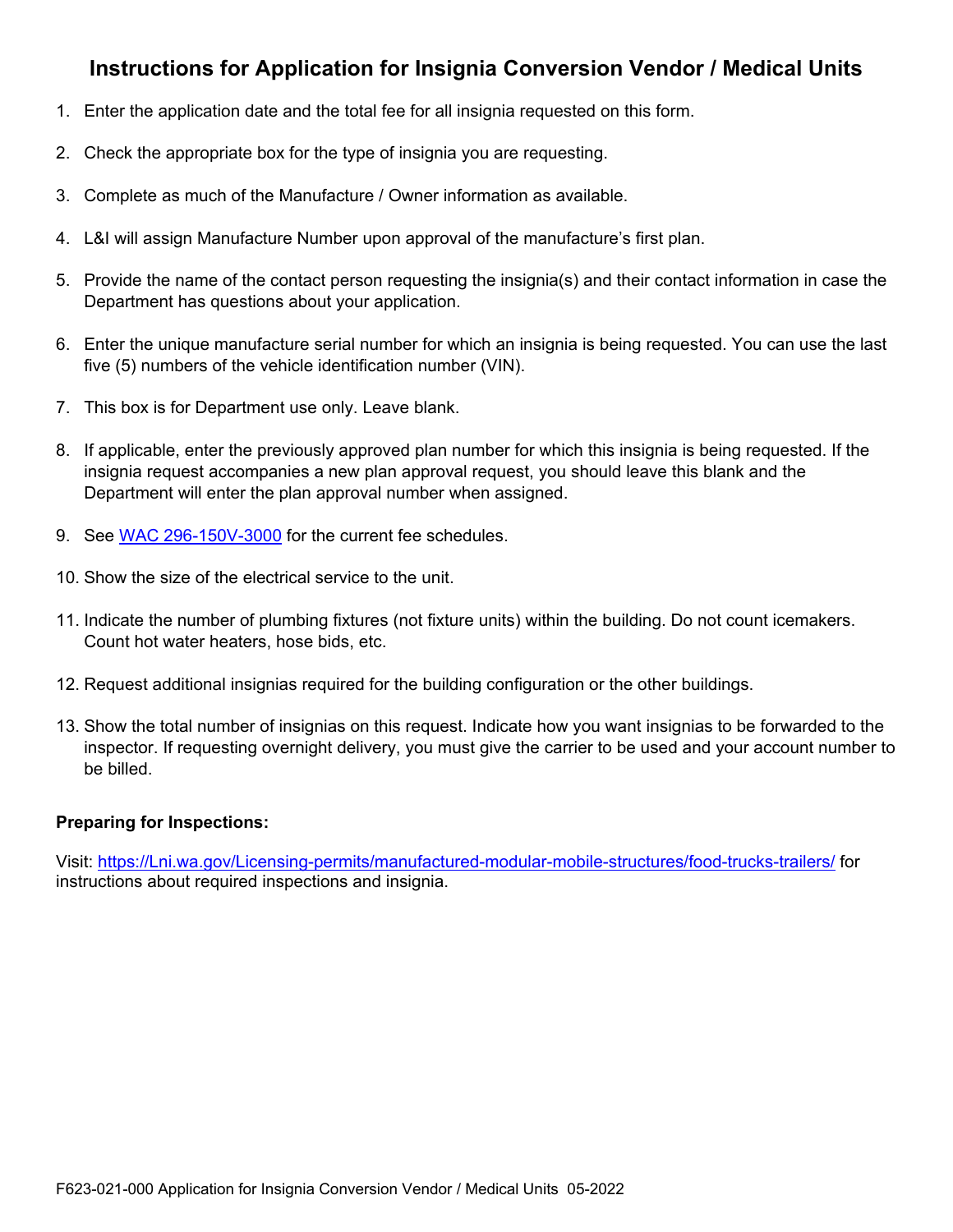# Instructions for Application for Insignia Conversion Vendor / Medical Units

1. Enter the application date and the total fee for all insignia requested on this form.
2. Check the appropriate box for the type of insignia you are requesting.
3. Complete as much of the Manufacture / Owner information as available.
4. L&I will assign Manufacture Number upon approval of the manufacture's first plan.
5. Provide the name of the contact person requesting the insignia(s) and their contact information in case the Department has questions about your application.
6. Enter the unique manufacture serial number for which an insignia is being requested. You can use the last five (5) numbers of the vehicle identification number (VIN).
7. This box is for Department use only. Leave blank.
8. If applicable, enter the previously approved plan number for which this insignia is being requested. If the insignia request accompanies a new plan approval request, you should leave this blank and the Department will enter the plan approval number when assigned.
9. See [WAC 296-150V-3000](WAC 296-150V-3000) for the current fee schedules.
10. Show the size of the electrical service to the unit.
11. Indicate the number of plumbing fixtures (not fixture units) within the building. Do not count icemakers. Count hot water heaters, hose bids, etc.
12. Request additional insignias required for the building configuration or the other buildings.
13. Show the total number of insignias on this request. Indicate how you want insignias to be forwarded to the inspector. If requesting overnight delivery, you must give the carrier to be used and your account number to be billed.

**Preparing for Inspections:**

Visit: [https://Lni.wa.gov/Licensing-permits/manufactured-modular-mobile-structures/food-trucks-trailers/](https://Lni.wa.gov/Licensing-permits/manufactured-modular-mobile-structures/food-trucks-trailers/) for instructions about required inspections and insignia.

F623-021-000 Application for Insignia Conversion Vendor / Medical Units 05-2022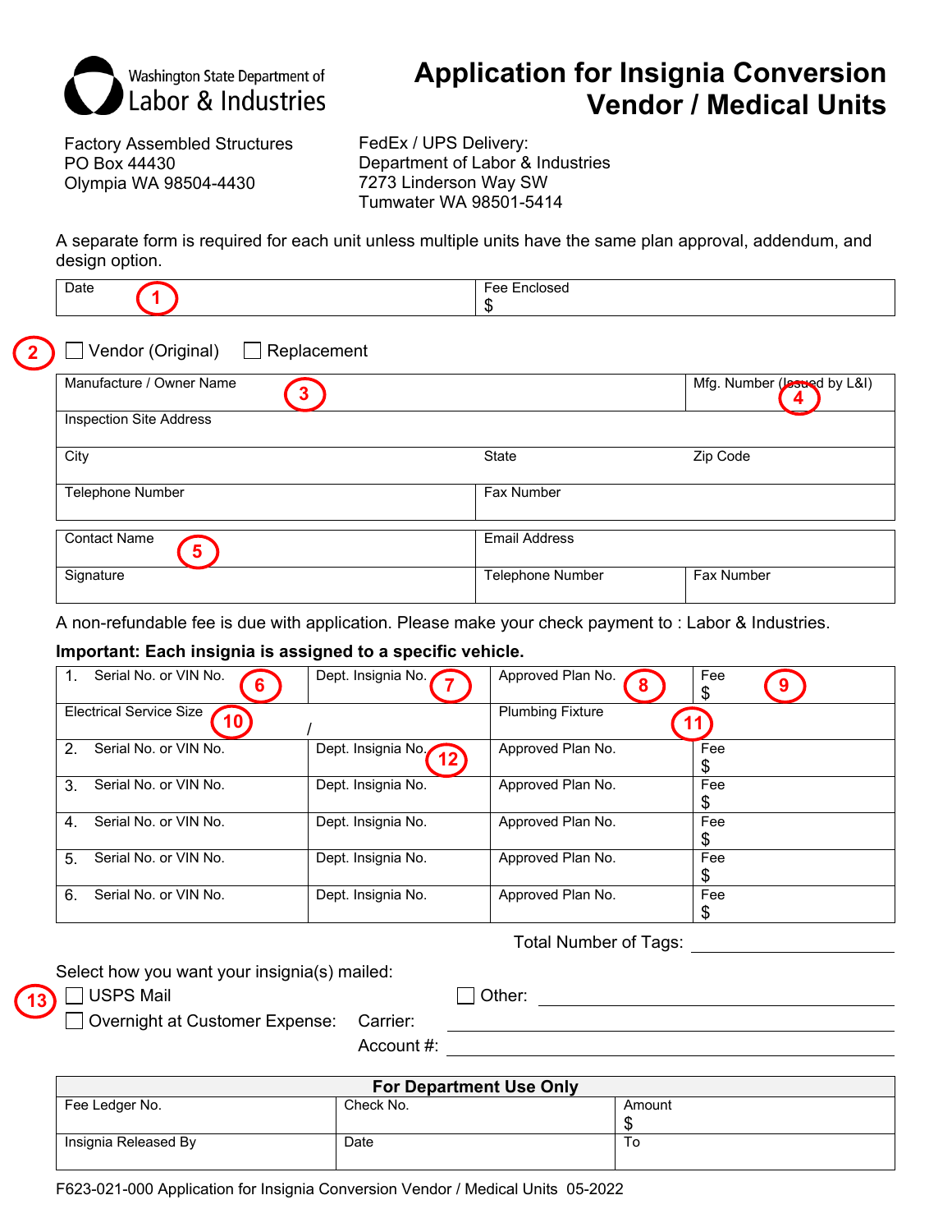Washington State Department of Labor & Industries

# Application for Insignia Conversion Vendor / Medical Units

Factory Assembled Structures
PO Box 44430
Olympia WA 98504-4430

FedEx / UPS Delivery:
Department of Labor & Industries
7273 Linderson Way SW
Tumwater WA 98501-5414

A separate form is required for each unit unless multiple units have the same plan approval, addendum, and design option.

| | |
|---|---|
| Date (1) | Fee Enclosed $ |

(2) ☐ Vendor (Original) ☐ Replacement

| | | |
|---|---|---|
| Manufacture / Owner Name (3) | | Mfg. Number (Issued by L&I) (4) |
| Inspection Site Address | | |
| City | State | Zip Code |
| Telephone Number | Fax Number | |

| | | |
|---|---|---|
| Contact Name (5) | Email Address | |
| Signature | Telephone Number | Fax Number |

A non-refundable fee is due with application. Please make your check payment to : Labor & Industries.

**Important: Each insignia is assigned to a specific vehicle.**

| | | | |
|---|---|---|---|
| 1. Serial No. or VIN No. (6) | Dept. Insignia No. (7) | Approved Plan No. (8) | Fee $ (9) |
| Electrical Service Size (10) / | | Plumbing Fixture (11) | |
| 2. Serial No. or VIN No. | Dept. Insignia No. (12) | Approved Plan No. | Fee $ |
| 3. Serial No. or VIN No. | Dept. Insignia No. | Approved Plan No. | Fee $ |
| 4. Serial No. or VIN No. | Dept. Insignia No. | Approved Plan No. | Fee $ |
| 5. Serial No. or VIN No. | Dept. Insignia No. | Approved Plan No. | Fee $ |
| 6. Serial No. or VIN No. | Dept. Insignia No. | Approved Plan No. | Fee $ |

Total Number of Tags: ____________

Select how you want your insignia(s) mailed:

(13) ☐ USPS Mail ☐ Other: ____________

☐ Overnight at Customer Expense: Carrier: ____________

Account #: ____________

| For Department Use Only | | |
|---|---|---|
| Fee Ledger No. | Check No. | Amount $ |
| Insignia Released By | Date | To |

F623-021-000 Application for Insignia Conversion Vendor / Medical Units 05-2022